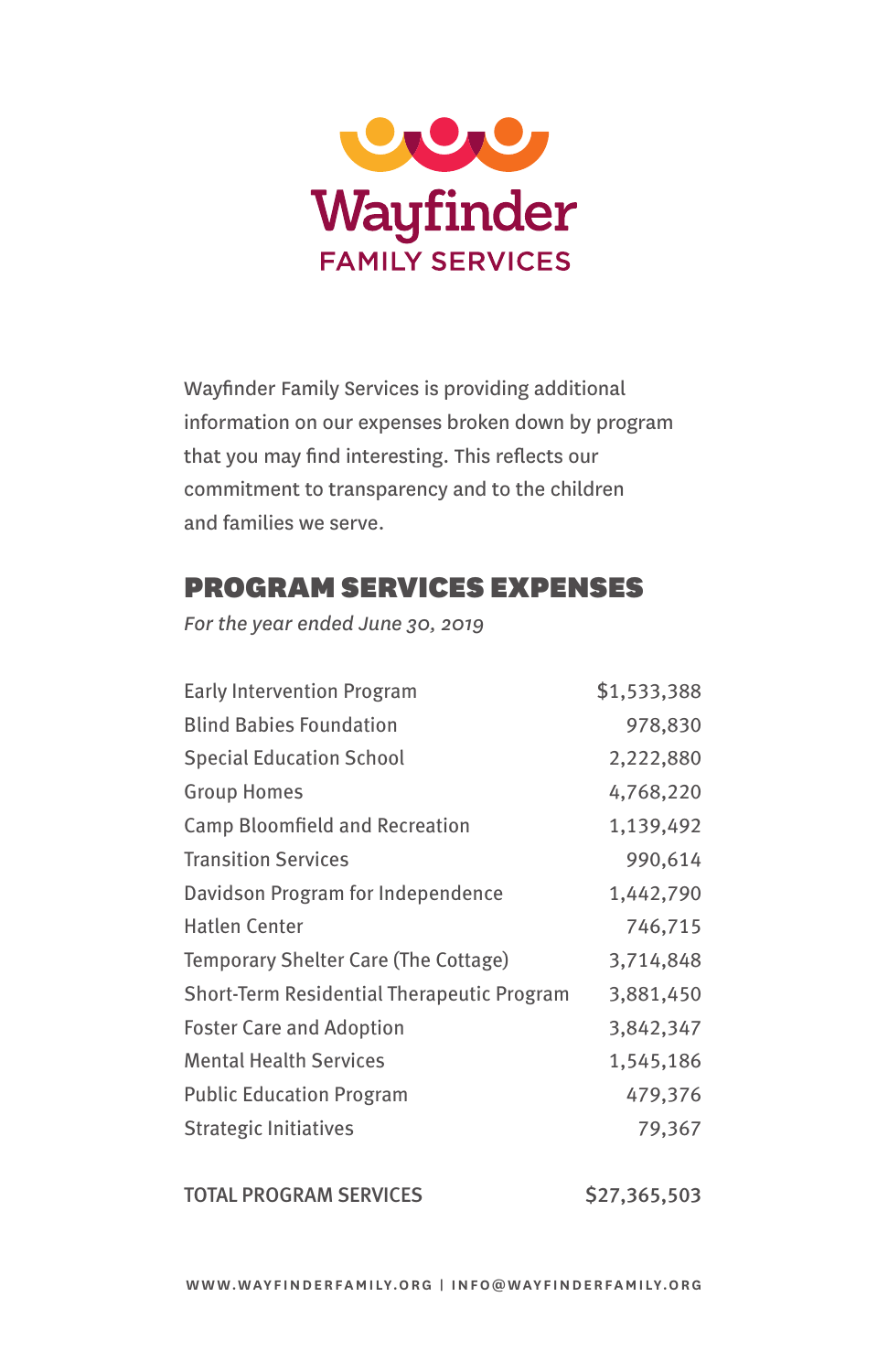# Wayfinder

## FAMILY SERVICES

Wayfinder Family Services is providing additional information on our expenses broken down by program that you may find interesting. This reflects our commitment to transparency and to the children and families we serve.

## PROGRAM SERVICES EXPENSES

*For the year ended June 30, 2019*

| Program | Amount |
|---|---:|
| Early Intervention Program | $1,533,388 |
| Blind Babies Foundation | 978,830 |
| Special Education School | 2,222,880 |
| Group Homes | 4,768,220 |
| Camp Bloomfield and Recreation | 1,139,492 |
| Transition Services | 990,614 |
| Davidson Program for Independence | 1,442,790 |
| Hatlen Center | 746,715 |
| Temporary Shelter Care (The Cottage) | 3,714,848 |
| Short-Term Residential Therapeutic Program | 3,881,450 |
| Foster Care and Adoption | 3,842,347 |
| Mental Health Services | 1,545,186 |
| Public Education Program | 479,376 |
| Strategic Initiatives | 79,367 |
| TOTAL PROGRAM SERVICES | $27,365,503 |

WWW.WAYFINDERFAMILY.ORG | INFO@WAYFINDERFAMILY.ORG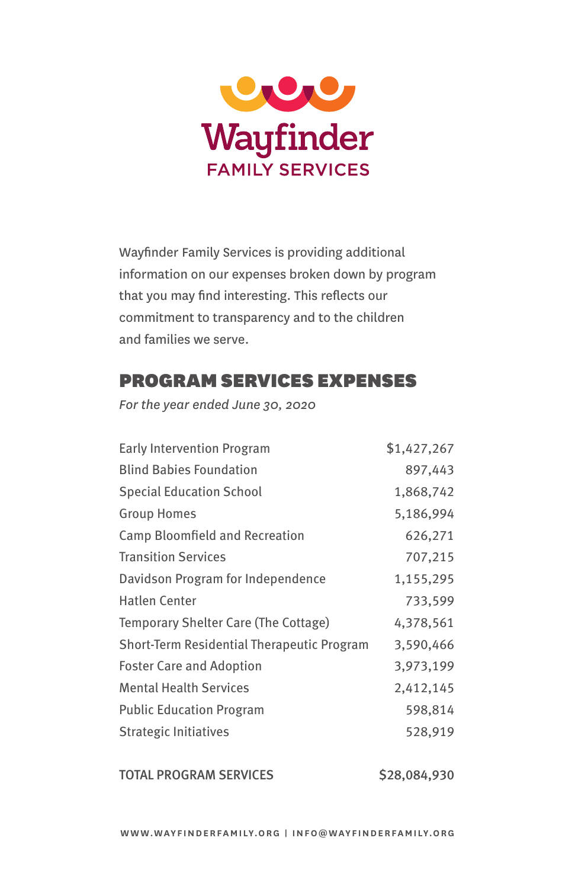Wayfinder

FAMILY SERVICES

Wayfinder Family Services is providing additional information on our expenses broken down by program that you may find interesting. This reflects our commitment to transparency and to the children and families we serve.

## PROGRAM SERVICES EXPENSES

*For the year ended June 30, 2020*

| | |
|---|---|
| Early Intervention Program | $1,427,267 |
| Blind Babies Foundation | 897,443 |
| Special Education School | 1,868,742 |
| Group Homes | 5,186,994 |
| Camp Bloomfield and Recreation | 626,271 |
| Transition Services | 707,215 |
| Davidson Program for Independence | 1,155,295 |
| Hatlen Center | 733,599 |
| Temporary Shelter Care (The Cottage) | 4,378,561 |
| Short-Term Residential Therapeutic Program | 3,590,466 |
| Foster Care and Adoption | 3,973,199 |
| Mental Health Services | 2,412,145 |
| Public Education Program | 598,814 |
| Strategic Initiatives | 528,919 |
| TOTAL PROGRAM SERVICES | $28,084,930 |

WWW.WAYFINDERFAMILY.ORG | INFO@WAYFINDERFAMILY.ORG